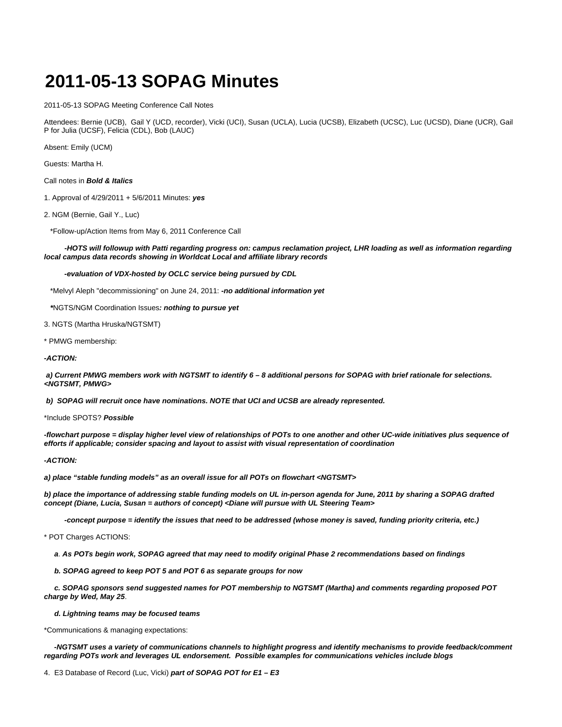# 2011-05-13 SOPAG Minutes

2011-05-13 SOPAG Meeting Conference Call Notes

Attendees: Bernie (UCB), Gail Y (UCD, recorder), Vicki (UCI), Susan (UCLA), Lucia (UCSB), Elizabeth (UCSC), Luc (UCSD), Diane (UCR), Gail P for Julia (UCSF), Felicia (CDL), Bob (LAUC)

Absent: Emily (UCM)

Guests: Martha H.

Call notes in ***Bold & Italics***

1. Approval of 4/29/2011 + 5/6/2011 Minutes: ***yes***

2. NGM (Bernie, Gail Y., Luc)

*Follow-up/Action Items from May 6, 2011 Conference Call

***-HOTS will followup with Patti regarding progress on: campus reclamation project, LHR loading as well as information regarding local campus data records showing in Worldcat Local and affiliate library records***

***-evaluation of VDX-hosted by OCLC service being pursued by CDL***

*Melvyl Aleph "decommissioning" on June 24, 2011: ***-no additional information yet***

***\****NGTS/NGM Coordination Issues***: nothing to pursue yet***

3. NGTS (Martha Hruska/NGTSMT)

* PMWG membership:

***-ACTION:***

***a) Current PMWG members work with NGTSMT to identify 6 – 8 additional persons for SOPAG with brief rationale for selections. <NGTSMT, PMWG>***

***b) SOPAG will recruit once have nominations. NOTE that UCI and UCSB are already represented.***

*Include SPOTS? ***Possible***

***-flowchart purpose = display higher level view of relationships of POTs to one another and other UC-wide initiatives plus sequence of efforts if applicable; consider spacing and layout to assist with visual representation of coordination***

***-ACTION:***

***a) place "stable funding models" as an overall issue for all POTs on flowchart <NGTSMT>***

***b) place the importance of addressing stable funding models on UL in-person agenda for June, 2011 by sharing a SOPAG drafted concept (Diane, Lucia, Susan = authors of concept) <Diane will pursue with UL Steering Team>***

***-concept purpose = identify the issues that need to be addressed (whose money is saved, funding priority criteria, etc.)***

* POT Charges ACTIONS:

***a. As POTs begin work, SOPAG agreed that may need to modify original Phase 2 recommendations based on findings***

***b. SOPAG agreed to keep POT 5 and POT 6 as separate groups for now***

***c. SOPAG sponsors send suggested names for POT membership to NGTSMT (Martha) and comments regarding proposed POT charge by Wed, May 25***.

***d. Lightning teams may be focused teams***

*Communications & managing expectations:

***-NGTSMT uses a variety of communications channels to highlight progress and identify mechanisms to provide feedback/comment regarding POTs work and leverages UL endorsement. Possible examples for communications vehicles include blogs***

4. E3 Database of Record (Luc, Vicki) ***part of SOPAG POT for E1 – E3***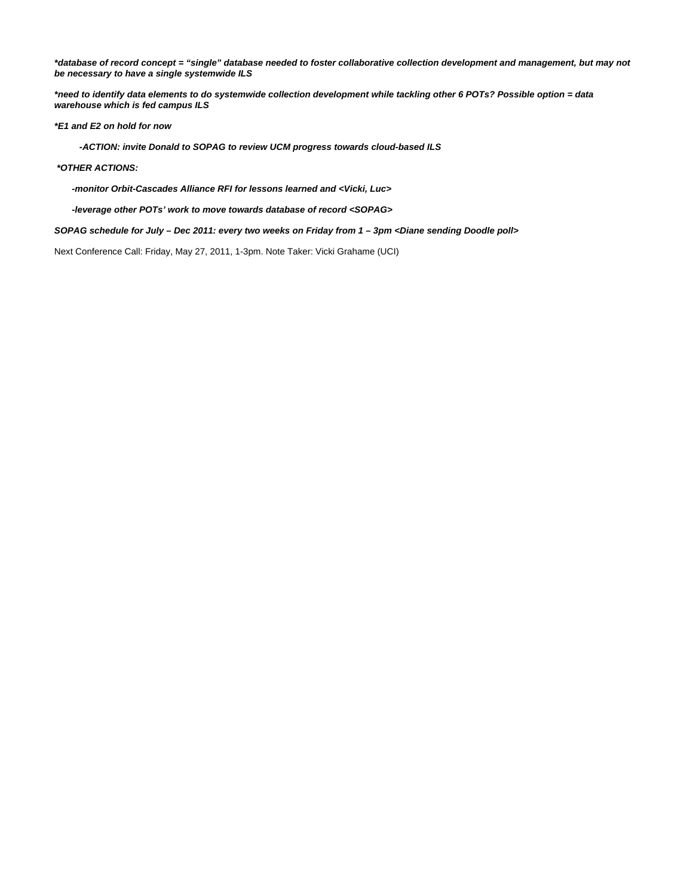***database of record concept = "single" database needed to foster collaborative collection development and management, but may not be necessary to have a single systemwide ILS***

***need to identify data elements to do systemwide collection development while tackling other 6 POTs? Possible option = data warehouse which is fed campus ILS***

***E1 and E2 on hold for now***

   ***-ACTION: invite Donald to SOPAG to review UCM progress towards cloud-based ILS***

***\*OTHER ACTIONS:***

   ***-monitor Orbit-Cascades Alliance RFI for lessons learned and <Vicki, Luc>***

   ***-leverage other POTs' work to move towards database of record <SOPAG>***

***SOPAG schedule for July – Dec 2011: every two weeks on Friday from 1 – 3pm <Diane sending Doodle poll>***

Next Conference Call: Friday, May 27, 2011, 1-3pm. Note Taker: Vicki Grahame (UCI)